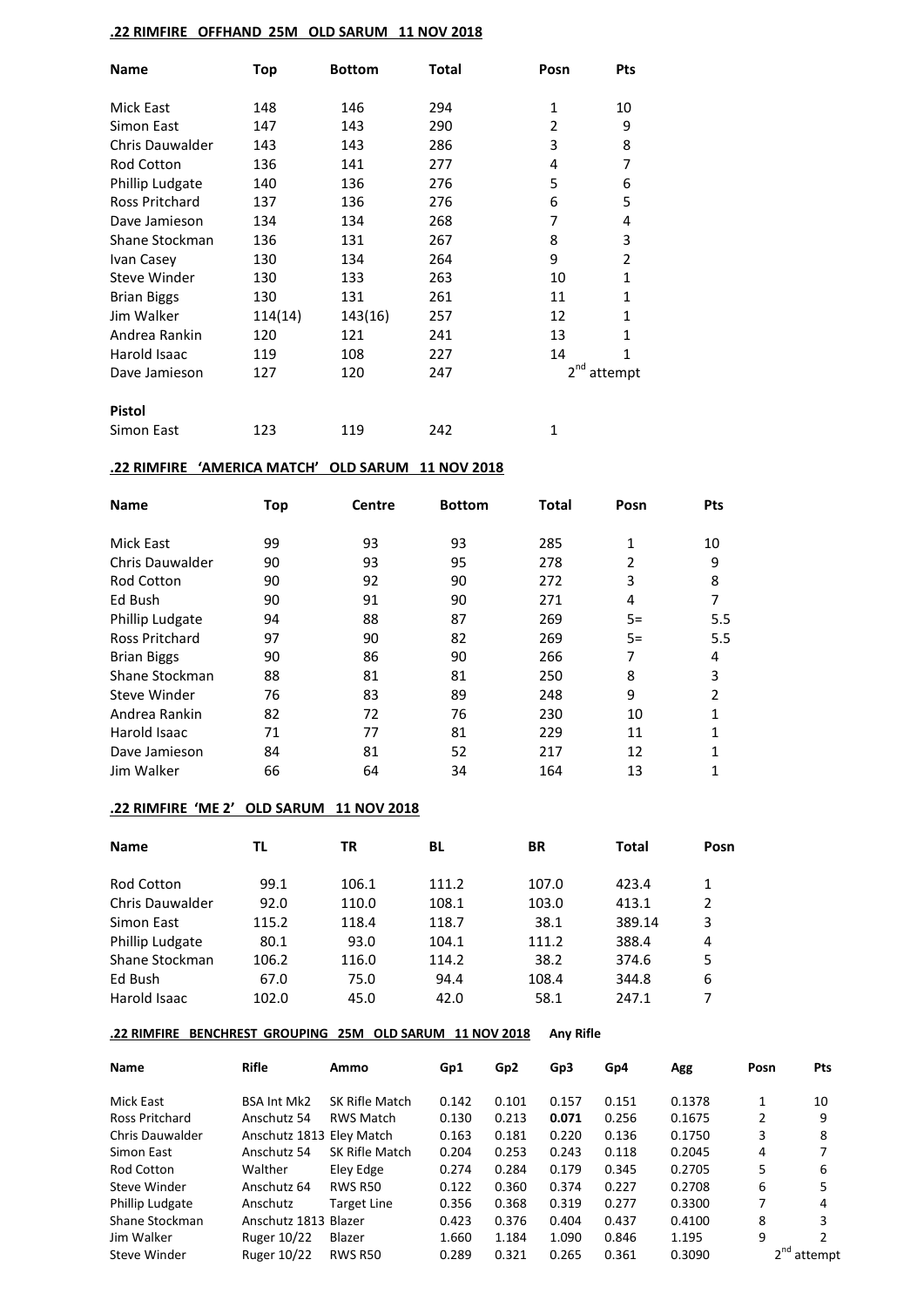**.22 RIMFIRE OFFHAND 25M OLD SARUM 11 NOV 2018**

| Name | Top | Bottom | Total | Posn | Pts |
|---|---|---|---|---|---|
| Mick East | 148 | 146 | 294 | 1 | 10 |
| Simon East | 147 | 143 | 290 | 2 | 9 |
| Chris Dauwalder | 143 | 143 | 286 | 3 | 8 |
| Rod Cotton | 136 | 141 | 277 | 4 | 7 |
| Phillip Ludgate | 140 | 136 | 276 | 5 | 6 |
| Ross Pritchard | 137 | 136 | 276 | 6 | 5 |
| Dave Jamieson | 134 | 134 | 268 | 7 | 4 |
| Shane Stockman | 136 | 131 | 267 | 8 | 3 |
| Ivan Casey | 130 | 134 | 264 | 9 | 2 |
| Steve Winder | 130 | 133 | 263 | 10 | 1 |
| Brian Biggs | 130 | 131 | 261 | 11 | 1 |
| Jim Walker | 114(14) | 143(16) | 257 | 12 | 1 |
| Andrea Rankin | 120 | 121 | 241 | 13 | 1 |
| Harold Isaac | 119 | 108 | 227 | 14 | 1 |
| Dave Jamieson | 127 | 120 | 247 | 2nd attempt | |
| **Pistol** | | | | | |
| Simon East | 123 | 119 | 242 | 1 | |

**.22 RIMFIRE 'AMERICA MATCH' OLD SARUM 11 NOV 2018**

| Name | Top | Centre | Bottom | Total | Posn | Pts |
|---|---|---|---|---|---|---|
| Mick East | 99 | 93 | 93 | 285 | 1 | 10 |
| Chris Dauwalder | 90 | 93 | 95 | 278 | 2 | 9 |
| Rod Cotton | 90 | 92 | 90 | 272 | 3 | 8 |
| Ed Bush | 90 | 91 | 90 | 271 | 4 | 7 |
| Phillip Ludgate | 94 | 88 | 87 | 269 | 5= | 5.5 |
| Ross Pritchard | 97 | 90 | 82 | 269 | 5= | 5.5 |
| Brian Biggs | 90 | 86 | 90 | 266 | 7 | 4 |
| Shane Stockman | 88 | 81 | 81 | 250 | 8 | 3 |
| Steve Winder | 76 | 83 | 89 | 248 | 9 | 2 |
| Andrea Rankin | 82 | 72 | 76 | 230 | 10 | 1 |
| Harold Isaac | 71 | 77 | 81 | 229 | 11 | 1 |
| Dave Jamieson | 84 | 81 | 52 | 217 | 12 | 1 |
| Jim Walker | 66 | 64 | 34 | 164 | 13 | 1 |

**.22 RIMFIRE 'ME 2' OLD SARUM 11 NOV 2018**

| Name | TL | TR | BL | BR | Total | Posn |
|---|---|---|---|---|---|---|
| Rod Cotton | 99.1 | 106.1 | 111.2 | 107.0 | 423.4 | 1 |
| Chris Dauwalder | 92.0 | 110.0 | 108.1 | 103.0 | 413.1 | 2 |
| Simon East | 115.2 | 118.4 | 118.7 | 38.1 | 389.14 | 3 |
| Phillip Ludgate | 80.1 | 93.0 | 104.1 | 111.2 | 388.4 | 4 |
| Shane Stockman | 106.2 | 116.0 | 114.2 | 38.2 | 374.6 | 5 |
| Ed Bush | 67.0 | 75.0 | 94.4 | 108.4 | 344.8 | 6 |
| Harold Isaac | 102.0 | 45.0 | 42.0 | 58.1 | 247.1 | 7 |

**.22 RIMFIRE BENCHREST GROUPING 25M OLD SARUM 11 NOV 2018** **Any Rifle**

| Name | Rifle | Ammo | Gp1 | Gp2 | Gp3 | Gp4 | Agg | Posn | Pts |
|---|---|---|---|---|---|---|---|---|---|
| Mick East | BSA Int Mk2 | SK Rifle Match | 0.142 | 0.101 | 0.157 | 0.151 | 0.1378 | 1 | 10 |
| Ross Pritchard | Anschutz 54 | RWS Match | 0.130 | 0.213 | **0.071** | 0.256 | 0.1675 | 2 | 9 |
| Chris Dauwalder | Anschutz 1813 | Eley Match | 0.163 | 0.181 | 0.220 | 0.136 | 0.1750 | 3 | 8 |
| Simon East | Anschutz 54 | SK Rifle Match | 0.204 | 0.253 | 0.243 | 0.118 | 0.2045 | 4 | 7 |
| Rod Cotton | Walther | Eley Edge | 0.274 | 0.284 | 0.179 | 0.345 | 0.2705 | 5 | 6 |
| Steve Winder | Anschutz 64 | RWS R50 | 0.122 | 0.360 | 0.374 | 0.227 | 0.2708 | 6 | 5 |
| Phillip Ludgate | Anschutz | Target Line | 0.356 | 0.368 | 0.319 | 0.277 | 0.3300 | 7 | 4 |
| Shane Stockman | Anschutz 1813 | Blazer | 0.423 | 0.376 | 0.404 | 0.437 | 0.4100 | 8 | 3 |
| Jim Walker | Ruger 10/22 | Blazer | 1.660 | 1.184 | 1.090 | 0.846 | 1.195 | 9 | 2 |
| Steve Winder | Ruger 10/22 | RWS R50 | 0.289 | 0.321 | 0.265 | 0.361 | 0.3090 | 2nd attempt | |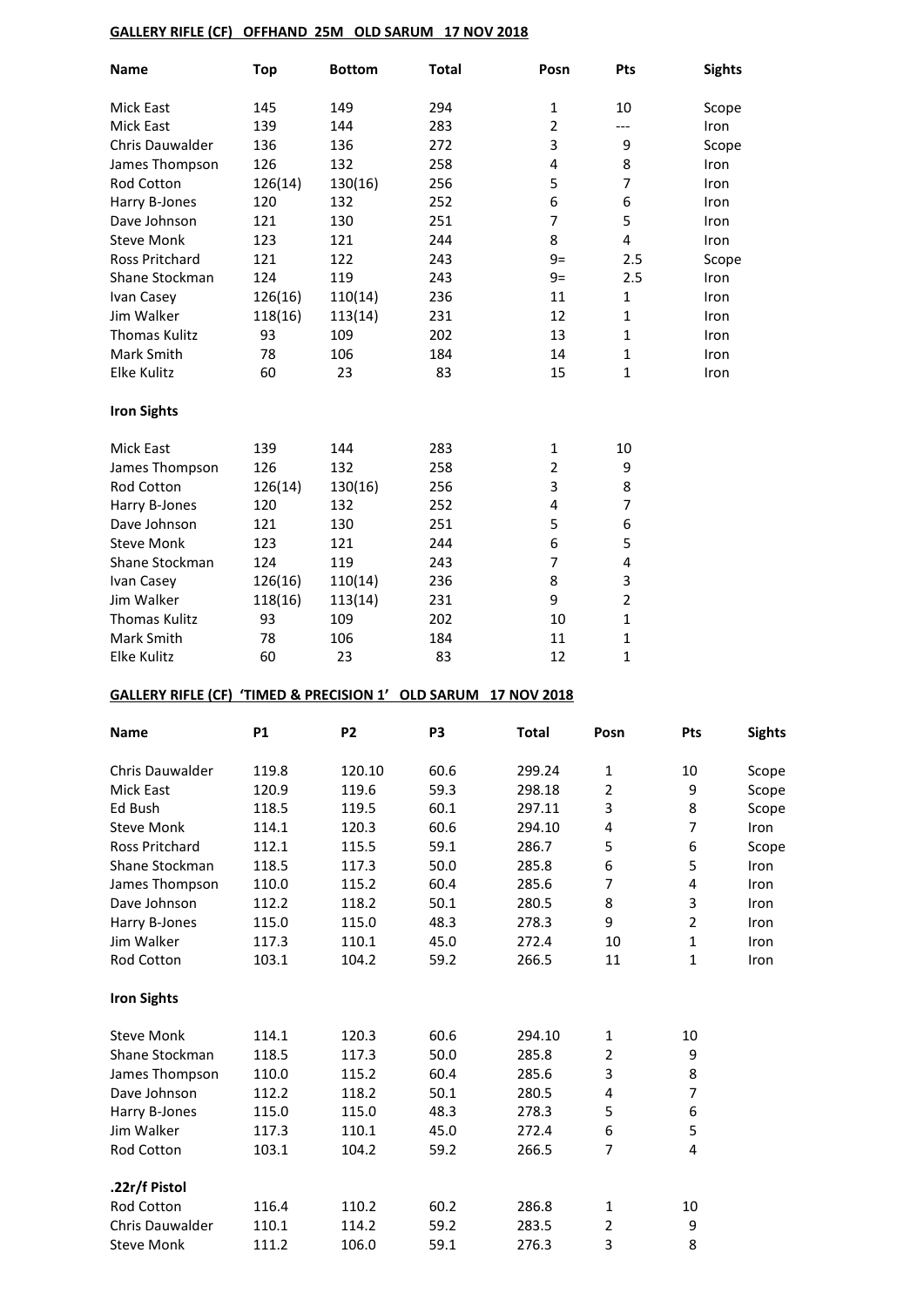**GALLERY RIFLE (CF) OFFHAND 25M OLD SARUM 17 NOV 2018**

| Name | Top | Bottom | Total | Posn | Pts | Sights |
|---|---|---|---|---|---|---|
| Mick East | 145 | 149 | 294 | 1 | 10 | Scope |
| Mick East | 139 | 144 | 283 | 2 | --- | Iron |
| Chris Dauwalder | 136 | 136 | 272 | 3 | 9 | Scope |
| James Thompson | 126 | 132 | 258 | 4 | 8 | Iron |
| Rod Cotton | 126(14) | 130(16) | 256 | 5 | 7 | Iron |
| Harry B-Jones | 120 | 132 | 252 | 6 | 6 | Iron |
| Dave Johnson | 121 | 130 | 251 | 7 | 5 | Iron |
| Steve Monk | 123 | 121 | 244 | 8 | 4 | Iron |
| Ross Pritchard | 121 | 122 | 243 | 9= | 2.5 | Scope |
| Shane Stockman | 124 | 119 | 243 | 9= | 2.5 | Iron |
| Ivan Casey | 126(16) | 110(14) | 236 | 11 | 1 | Iron |
| Jim Walker | 118(16) | 113(14) | 231 | 12 | 1 | Iron |
| Thomas Kulitz | 93 | 109 | 202 | 13 | 1 | Iron |
| Mark Smith | 78 | 106 | 184 | 14 | 1 | Iron |
| Elke Kulitz | 60 | 23 | 83 | 15 | 1 | Iron |

**Iron Sights**

| Name | Top | Bottom | Total | Posn | Pts |
|---|---|---|---|---|---|
| Mick East | 139 | 144 | 283 | 1 | 10 |
| James Thompson | 126 | 132 | 258 | 2 | 9 |
| Rod Cotton | 126(14) | 130(16) | 256 | 3 | 8 |
| Harry B-Jones | 120 | 132 | 252 | 4 | 7 |
| Dave Johnson | 121 | 130 | 251 | 5 | 6 |
| Steve Monk | 123 | 121 | 244 | 6 | 5 |
| Shane Stockman | 124 | 119 | 243 | 7 | 4 |
| Ivan Casey | 126(16) | 110(14) | 236 | 8 | 3 |
| Jim Walker | 118(16) | 113(14) | 231 | 9 | 2 |
| Thomas Kulitz | 93 | 109 | 202 | 10 | 1 |
| Mark Smith | 78 | 106 | 184 | 11 | 1 |
| Elke Kulitz | 60 | 23 | 83 | 12 | 1 |

**GALLERY RIFLE (CF) 'TIMED & PRECISION 1' OLD SARUM 17 NOV 2018**

| Name | P1 | P2 | P3 | Total | Posn | Pts | Sights |
|---|---|---|---|---|---|---|---|
| Chris Dauwalder | 119.8 | 120.10 | 60.6 | 299.24 | 1 | 10 | Scope |
| Mick East | 120.9 | 119.6 | 59.3 | 298.18 | 2 | 9 | Scope |
| Ed Bush | 118.5 | 119.5 | 60.1 | 297.11 | 3 | 8 | Scope |
| Steve Monk | 114.1 | 120.3 | 60.6 | 294.10 | 4 | 7 | Iron |
| Ross Pritchard | 112.1 | 115.5 | 59.1 | 286.7 | 5 | 6 | Scope |
| Shane Stockman | 118.5 | 117.3 | 50.0 | 285.8 | 6 | 5 | Iron |
| James Thompson | 110.0 | 115.2 | 60.4 | 285.6 | 7 | 4 | Iron |
| Dave Johnson | 112.2 | 118.2 | 50.1 | 280.5 | 8 | 3 | Iron |
| Harry B-Jones | 115.0 | 115.0 | 48.3 | 278.3 | 9 | 2 | Iron |
| Jim Walker | 117.3 | 110.1 | 45.0 | 272.4 | 10 | 1 | Iron |
| Rod Cotton | 103.1 | 104.2 | 59.2 | 266.5 | 11 | 1 | Iron |

**Iron Sights**

| Name | P1 | P2 | P3 | Total | Posn | Pts |
|---|---|---|---|---|---|---|
| Steve Monk | 114.1 | 120.3 | 60.6 | 294.10 | 1 | 10 |
| Shane Stockman | 118.5 | 117.3 | 50.0 | 285.8 | 2 | 9 |
| James Thompson | 110.0 | 115.2 | 60.4 | 285.6 | 3 | 8 |
| Dave Johnson | 112.2 | 118.2 | 50.1 | 280.5 | 4 | 7 |
| Harry B-Jones | 115.0 | 115.0 | 48.3 | 278.3 | 5 | 6 |
| Jim Walker | 117.3 | 110.1 | 45.0 | 272.4 | 6 | 5 |
| Rod Cotton | 103.1 | 104.2 | 59.2 | 266.5 | 7 | 4 |

**.22r/f Pistol**

| Name | P1 | P2 | P3 | Total | Posn | Pts |
|---|---|---|---|---|---|---|
| Rod Cotton | 116.4 | 110.2 | 60.2 | 286.8 | 1 | 10 |
| Chris Dauwalder | 110.1 | 114.2 | 59.2 | 283.5 | 2 | 9 |
| Steve Monk | 111.2 | 106.0 | 59.1 | 276.3 | 3 | 8 |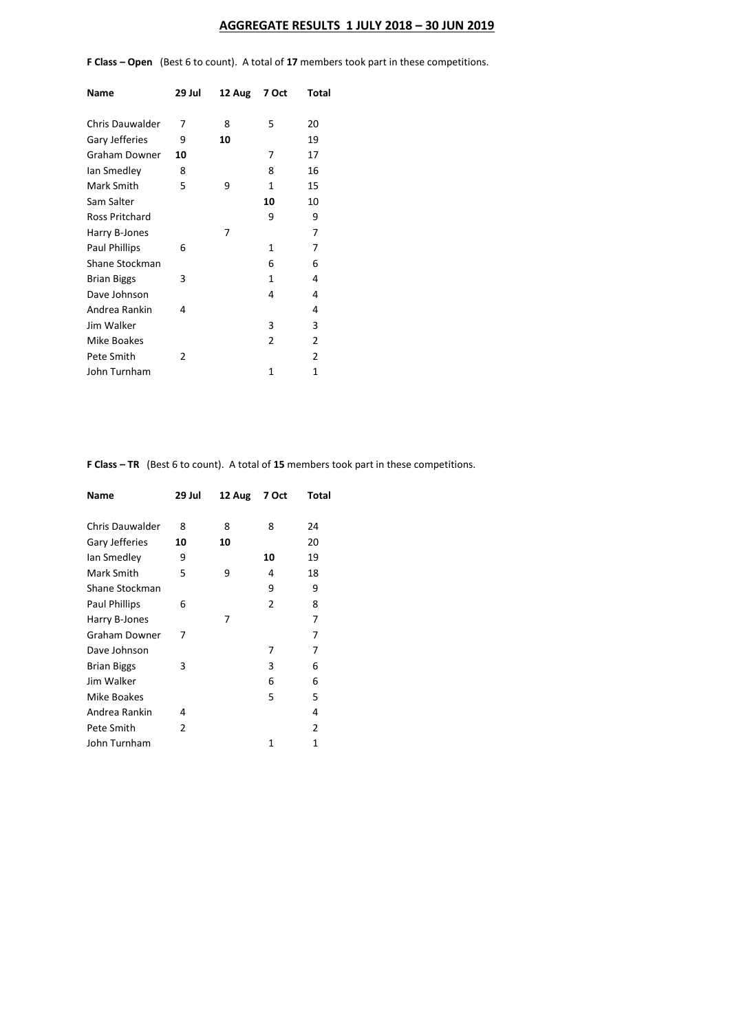# AGGREGATE RESULTS 1 JULY 2018 – 30 JUN 2019

**F Class – Open** (Best 6 to count). A total of **17** members took part in these competitions.

| Name | 29 Jul | 12 Aug | 7 Oct | Total |
|---|---|---|---|---|
| Chris Dauwalder | 7 | 8 | 5 | 20 |
| Gary Jefferies | 9 | **10** | | 19 |
| Graham Downer | **10** | | 7 | 17 |
| Ian Smedley | 8 | | 8 | 16 |
| Mark Smith | 5 | 9 | 1 | 15 |
| Sam Salter | | | **10** | 10 |
| Ross Pritchard | | | 9 | 9 |
| Harry B-Jones | | 7 | | 7 |
| Paul Phillips | 6 | | 1 | 7 |
| Shane Stockman | | | 6 | 6 |
| Brian Biggs | 3 | | 1 | 4 |
| Dave Johnson | | | 4 | 4 |
| Andrea Rankin | 4 | | | 4 |
| Jim Walker | | | 3 | 3 |
| Mike Boakes | | | 2 | 2 |
| Pete Smith | 2 | | | 2 |
| John Turnham | | | 1 | 1 |

**F Class – TR** (Best 6 to count). A total of **15** members took part in these competitions.

| Name | 29 Jul | 12 Aug | 7 Oct | Total |
|---|---|---|---|---|
| Chris Dauwalder | 8 | 8 | 8 | 24 |
| Gary Jefferies | **10** | **10** | | 20 |
| Ian Smedley | 9 | | **10** | 19 |
| Mark Smith | 5 | 9 | 4 | 18 |
| Shane Stockman | | | 9 | 9 |
| Paul Phillips | 6 | | 2 | 8 |
| Harry B-Jones | | 7 | | 7 |
| Graham Downer | 7 | | | 7 |
| Dave Johnson | | | 7 | 7 |
| Brian Biggs | 3 | | 3 | 6 |
| Jim Walker | | | 6 | 6 |
| Mike Boakes | | | 5 | 5 |
| Andrea Rankin | 4 | | | 4 |
| Pete Smith | 2 | | | 2 |
| John Turnham | | | 1 | 1 |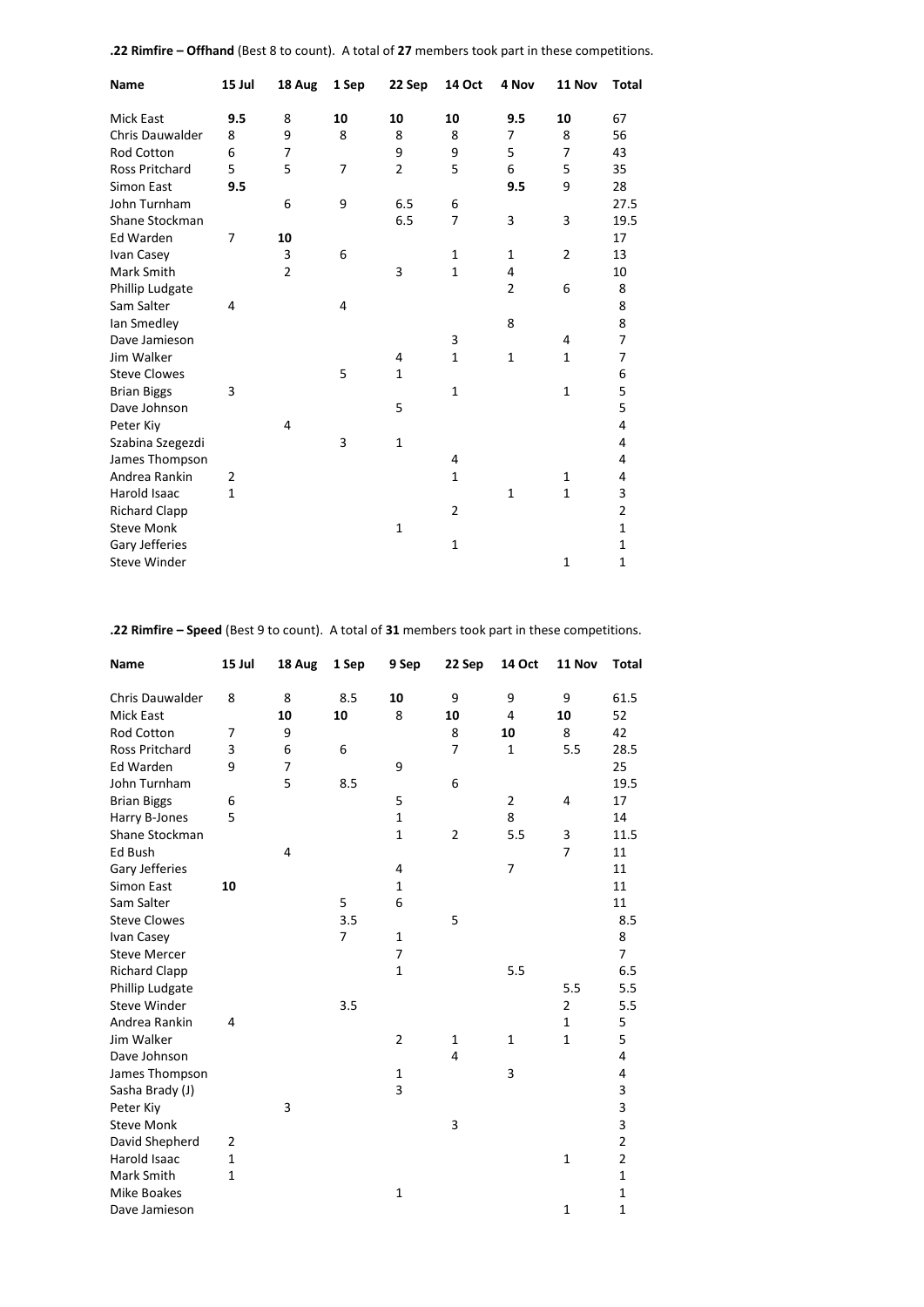**.22 Rimfire – Offhand** (Best 8 to count). A total of **27** members took part in these competitions.

| Name | 15 Jul | 18 Aug | 1 Sep | 22 Sep | 14 Oct | 4 Nov | 11 Nov | Total |
|---|---|---|---|---|---|---|---|---|
| Mick East | **9.5** | 8 | **10** | **10** | **10** | **9.5** | **10** | 67 |
| Chris Dauwalder | 8 | 9 | 8 | 8 | 8 | 7 | 8 | 56 |
| Rod Cotton | 6 | 7 | | 9 | 9 | 5 | 7 | 43 |
| Ross Pritchard | 5 | 5 | 7 | 2 | 5 | 6 | 5 | 35 |
| Simon East | **9.5** | | | | | **9.5** | 9 | 28 |
| John Turnham | | 6 | 9 | 6.5 | 6 | | | 27.5 |
| Shane Stockman | | | | 6.5 | 7 | 3 | 3 | 19.5 |
| Ed Warden | 7 | **10** | | | | | | 17 |
| Ivan Casey | | 3 | 6 | | 1 | 1 | 2 | 13 |
| Mark Smith | | 2 | | 3 | 1 | 4 | | 10 |
| Phillip Ludgate | | | | | | 2 | 6 | 8 |
| Sam Salter | 4 | | 4 | | | | | 8 |
| Ian Smedley | | | | | | 8 | | 8 |
| Dave Jamieson | | | | | 3 | | 4 | 7 |
| Jim Walker | | | | 4 | 1 | 1 | 1 | 7 |
| Steve Clowes | | | 5 | 1 | | | | 6 |
| Brian Biggs | 3 | | | | 1 | | 1 | 5 |
| Dave Johnson | | | | 5 | | | | 5 |
| Peter Kiy | | 4 | | | | | | 4 |
| Szabina Szegezdi | | | 3 | 1 | | | | 4 |
| James Thompson | | | | | 4 | | | 4 |
| Andrea Rankin | 2 | | | | 1 | | 1 | 4 |
| Harold Isaac | 1 | | | | | 1 | 1 | 3 |
| Richard Clapp | | | | | 2 | | | 2 |
| Steve Monk | | | | 1 | | | | 1 |
| Gary Jefferies | | | | | 1 | | | 1 |
| Steve Winder | | | | | | | 1 | 1 |

**.22 Rimfire – Speed** (Best 9 to count). A total of **31** members took part in these competitions.

| Name | 15 Jul | 18 Aug | 1 Sep | 9 Sep | 22 Sep | 14 Oct | 11 Nov | Total |
|---|---|---|---|---|---|---|---|---|
| Chris Dauwalder | 8 | 8 | 8.5 | **10** | 9 | 9 | 9 | 61.5 |
| Mick East | | **10** | **10** | 8 | **10** | 4 | **10** | 52 |
| Rod Cotton | 7 | 9 | | | 8 | **10** | 8 | 42 |
| Ross Pritchard | 3 | 6 | 6 | | 7 | 1 | 5.5 | 28.5 |
| Ed Warden | 9 | 7 | | 9 | | | | 25 |
| John Turnham | | 5 | 8.5 | | 6 | | | 19.5 |
| Brian Biggs | 6 | | | 5 | | 2 | 4 | 17 |
| Harry B-Jones | 5 | | | 1 | | 8 | | 14 |
| Shane Stockman | | | | 1 | 2 | 5.5 | 3 | 11.5 |
| Ed Bush | | 4 | | | | | 7 | 11 |
| Gary Jefferies | | | | 4 | | 7 | | 11 |
| Simon East | **10** | | | 1 | | | | 11 |
| Sam Salter | | | 5 | 6 | | | | 11 |
| Steve Clowes | | | 3.5 | | 5 | | | 8.5 |
| Ivan Casey | | | 7 | 1 | | | | 8 |
| Steve Mercer | | | | 7 | | | | 7 |
| Richard Clapp | | | | 1 | | 5.5 | | 6.5 |
| Phillip Ludgate | | | | | | | 5.5 | 5.5 |
| Steve Winder | | | 3.5 | | | | 2 | 5.5 |
| Andrea Rankin | 4 | | | | | | 1 | 5 |
| Jim Walker | | | | 2 | 1 | 1 | 1 | 5 |
| Dave Johnson | | | | | 4 | | | 4 |
| James Thompson | | | | 1 | | 3 | | 4 |
| Sasha Brady (J) | | | | 3 | | | | 3 |
| Peter Kiy | | 3 | | | | | | 3 |
| Steve Monk | | | | | 3 | | | 3 |
| David Shepherd | 2 | | | | | | | 2 |
| Harold Isaac | 1 | | | | | | 1 | 2 |
| Mark Smith | 1 | | | | | | | 1 |
| Mike Boakes | | | | 1 | | | | 1 |
| Dave Jamieson | | | | | | | 1 | 1 |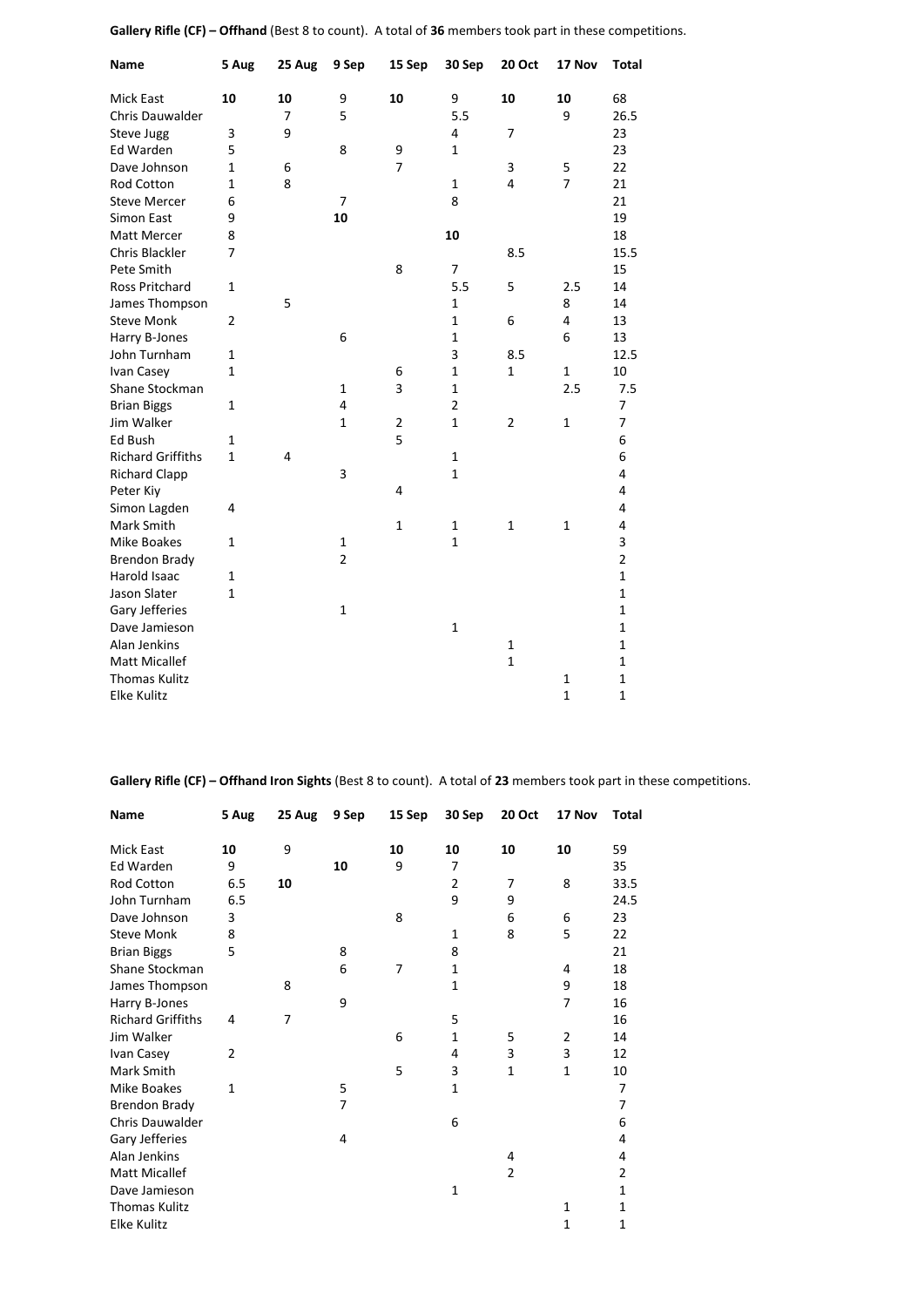**Gallery Rifle (CF) – Offhand** (Best 8 to count). A total of **36** members took part in these competitions.

| Name | 5 Aug | 25 Aug | 9 Sep | 15 Sep | 30 Sep | 20 Oct | 17 Nov | Total |
|---|---|---|---|---|---|---|---|---|
| Mick East | **10** | **10** | 9 | **10** | 9 | **10** | **10** | 68 |
| Chris Dauwalder | | 7 | 5 | | 5.5 | | 9 | 26.5 |
| Steve Jugg | 3 | 9 | | | 4 | 7 | | 23 |
| Ed Warden | 5 | | 8 | 9 | 1 | | | 23 |
| Dave Johnson | 1 | 6 | | 7 | | 3 | 5 | 22 |
| Rod Cotton | 1 | 8 | | | 1 | 4 | 7 | 21 |
| Steve Mercer | 6 | | 7 | | 8 | | | 21 |
| Simon East | 9 | | **10** | | | | | 19 |
| Matt Mercer | 8 | | | | **10** | | | 18 |
| Chris Blackler | 7 | | | | | 8.5 | | 15.5 |
| Pete Smith | | | | 8 | 7 | | | 15 |
| Ross Pritchard | 1 | | | | 5.5 | 5 | 2.5 | 14 |
| James Thompson | | 5 | | | 1 | | 8 | 14 |
| Steve Monk | 2 | | | | 1 | 6 | 4 | 13 |
| Harry B-Jones | | | 6 | | 1 | | 6 | 13 |
| John Turnham | 1 | | | | 3 | 8.5 | | 12.5 |
| Ivan Casey | 1 | | | 6 | 1 | 1 | 1 | 10 |
| Shane Stockman | | | 1 | 3 | 1 | | 2.5 | 7.5 |
| Brian Biggs | 1 | | 4 | | 2 | | | 7 |
| Jim Walker | | | 1 | 2 | 1 | 2 | 1 | 7 |
| Ed Bush | 1 | | | 5 | | | | 6 |
| Richard Griffiths | 1 | 4 | | | 1 | | | 6 |
| Richard Clapp | | | 3 | | 1 | | | 4 |
| Peter Kiy | | | | 4 | | | | 4 |
| Simon Lagden | 4 | | | | | | | 4 |
| Mark Smith | | | | 1 | 1 | 1 | 1 | 4 |
| Mike Boakes | 1 | | 1 | | 1 | | | 3 |
| Brendon Brady | | | 2 | | | | | 2 |
| Harold Isaac | 1 | | | | | | | 1 |
| Jason Slater | 1 | | | | | | | 1 |
| Gary Jefferies | | | 1 | | | | | 1 |
| Dave Jamieson | | | | | 1 | | | 1 |
| Alan Jenkins | | | | | | 1 | | 1 |
| Matt Micallef | | | | | | 1 | | 1 |
| Thomas Kulitz | | | | | | | 1 | 1 |
| Elke Kulitz | | | | | | | 1 | 1 |

**Gallery Rifle (CF) – Offhand Iron Sights** (Best 8 to count). A total of **23** members took part in these competitions.

| Name | 5 Aug | 25 Aug | 9 Sep | 15 Sep | 30 Sep | 20 Oct | 17 Nov | Total |
|---|---|---|---|---|---|---|---|---|
| Mick East | **10** | 9 | | **10** | **10** | **10** | **10** | 59 |
| Ed Warden | 9 | | **10** | 9 | 7 | | | 35 |
| Rod Cotton | 6.5 | **10** | | | 2 | 7 | 8 | 33.5 |
| John Turnham | 6.5 | | | | 9 | 9 | | 24.5 |
| Dave Johnson | 3 | | | 8 | | 6 | 6 | 23 |
| Steve Monk | 8 | | | | 1 | 8 | 5 | 22 |
| Brian Biggs | 5 | | 8 | | 8 | | | 21 |
| Shane Stockman | | | 6 | 7 | 1 | | 4 | 18 |
| James Thompson | | 8 | | | 1 | | 9 | 18 |
| Harry B-Jones | | | 9 | | | | 7 | 16 |
| Richard Griffiths | 4 | 7 | | | 5 | | | 16 |
| Jim Walker | | | | 6 | 1 | 5 | 2 | 14 |
| Ivan Casey | 2 | | | | 4 | 3 | 3 | 12 |
| Mark Smith | | | | 5 | 3 | 1 | 1 | 10 |
| Mike Boakes | 1 | | 5 | | 1 | | | 7 |
| Brendon Brady | | | 7 | | | | | 7 |
| Chris Dauwalder | | | | | 6 | | | 6 |
| Gary Jefferies | | | 4 | | | | | 4 |
| Alan Jenkins | | | | | | 4 | | 4 |
| Matt Micallef | | | | | | 2 | | 2 |
| Dave Jamieson | | | | | 1 | | | 1 |
| Thomas Kulitz | | | | | | | 1 | 1 |
| Elke Kulitz | | | | | | | 1 | 1 |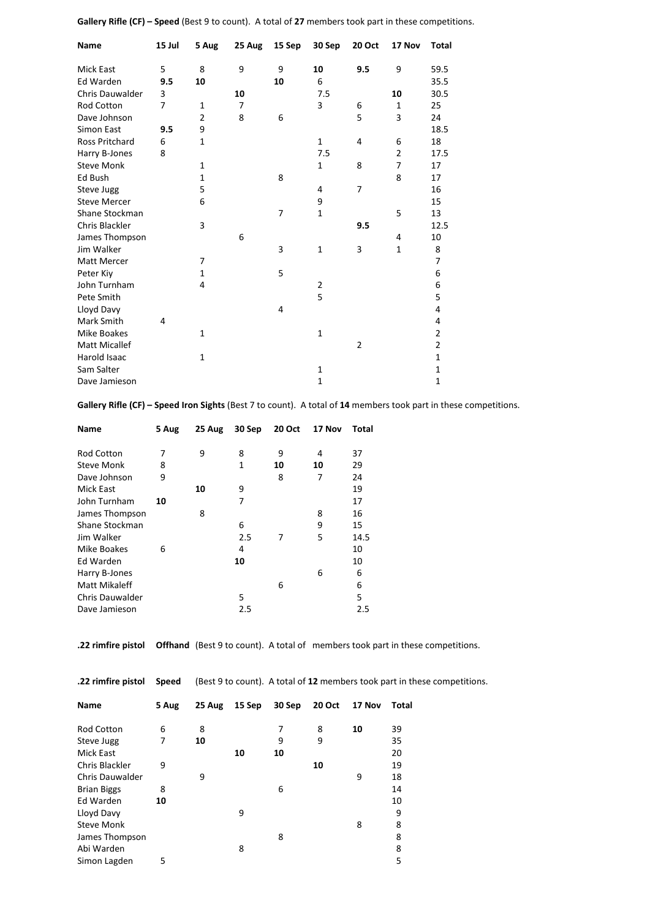**Gallery Rifle (CF) – Speed** (Best 9 to count). A total of **27** members took part in these competitions.

| Name | 15 Jul | 5 Aug | 25 Aug | 15 Sep | 30 Sep | 20 Oct | 17 Nov | Total |
|---|---|---|---|---|---|---|---|---|
| Mick East | 5 | 8 | 9 | 9 | **10** | **9.5** | 9 | 59.5 |
| Ed Warden | **9.5** | **10** | | **10** | 6 | | | 35.5 |
| Chris Dauwalder | 3 | | **10** | | 7.5 | | **10** | 30.5 |
| Rod Cotton | 7 | 1 | 7 | | 3 | 6 | 1 | 25 |
| Dave Johnson | | 2 | 8 | 6 | | 5 | 3 | 24 |
| Simon East | **9.5** | 9 | | | | | | 18.5 |
| Ross Pritchard | 6 | 1 | | | 1 | 4 | 6 | 18 |
| Harry B-Jones | 8 | | | | 7.5 | | 2 | 17.5 |
| Steve Monk | | 1 | | | 1 | 8 | 7 | 17 |
| Ed Bush | | 1 | | 8 | | | 8 | 17 |
| Steve Jugg | | 5 | | | 4 | 7 | | 16 |
| Steve Mercer | | 6 | | | 9 | | | 15 |
| Shane Stockman | | | | 7 | 1 | | 5 | 13 |
| Chris Blackler | | 3 | | | | **9.5** | | 12.5 |
| James Thompson | | | 6 | | | | 4 | 10 |
| Jim Walker | | | | 3 | 1 | 3 | 1 | 8 |
| Matt Mercer | | 7 | | | | | | 7 |
| Peter Kiy | | 1 | | 5 | | | | 6 |
| John Turnham | | 4 | | | 2 | | | 6 |
| Pete Smith | | | | | 5 | | | 5 |
| Lloyd Davy | | | | 4 | | | | 4 |
| Mark Smith | 4 | | | | | | | 4 |
| Mike Boakes | | 1 | | | 1 | | | 2 |
| Matt Micallef | | | | | | 2 | | 2 |
| Harold Isaac | | 1 | | | | | | 1 |
| Sam Salter | | | | | 1 | | | 1 |
| Dave Jamieson | | | | | 1 | | | 1 |

**Gallery Rifle (CF) – Speed Iron Sights** (Best 7 to count). A total of **14** members took part in these competitions.

| Name | 5 Aug | 25 Aug | 30 Sep | 20 Oct | 17 Nov | Total |
|---|---|---|---|---|---|---|
| Rod Cotton | 7 | 9 | 8 | 9 | 4 | 37 |
| Steve Monk | 8 | | 1 | **10** | **10** | 29 |
| Dave Johnson | 9 | | | 8 | 7 | 24 |
| Mick East | | **10** | 9 | | | 19 |
| John Turnham | **10** | | 7 | | | 17 |
| James Thompson | | 8 | | | 8 | 16 |
| Shane Stockman | | | 6 | | 9 | 15 |
| Jim Walker | | | 2.5 | 7 | 5 | 14.5 |
| Mike Boakes | 6 | | 4 | | | 10 |
| Ed Warden | | | **10** | | | 10 |
| Harry B-Jones | | | | | 6 | 6 |
| Matt Mikaleff | | | | 6 | | 6 |
| Chris Dauwalder | | | 5 | | | 5 |
| Dave Jamieson | | | 2.5 | | | 2.5 |

**.22 rimfire pistol Offhand** (Best 9 to count). A total of members took part in these competitions.

**.22 rimfire pistol Speed** (Best 9 to count). A total of **12** members took part in these competitions.

| Name | 5 Aug | 25 Aug | 15 Sep | 30 Sep | 20 Oct | 17 Nov | Total |
|---|---|---|---|---|---|---|---|
| Rod Cotton | 6 | 8 | | 7 | 8 | **10** | 39 |
| Steve Jugg | 7 | **10** | | 9 | 9 | | 35 |
| Mick East | | | **10** | **10** | | | 20 |
| Chris Blackler | 9 | | | | **10** | | 19 |
| Chris Dauwalder | | 9 | | | | 9 | 18 |
| Brian Biggs | 8 | | | 6 | | | 14 |
| Ed Warden | **10** | | | | | | 10 |
| Lloyd Davy | | | 9 | | | | 9 |
| Steve Monk | | | | | | 8 | 8 |
| James Thompson | | | | 8 | | | 8 |
| Abi Warden | | | 8 | | | | 8 |
| Simon Lagden | 5 | | | | | | 5 |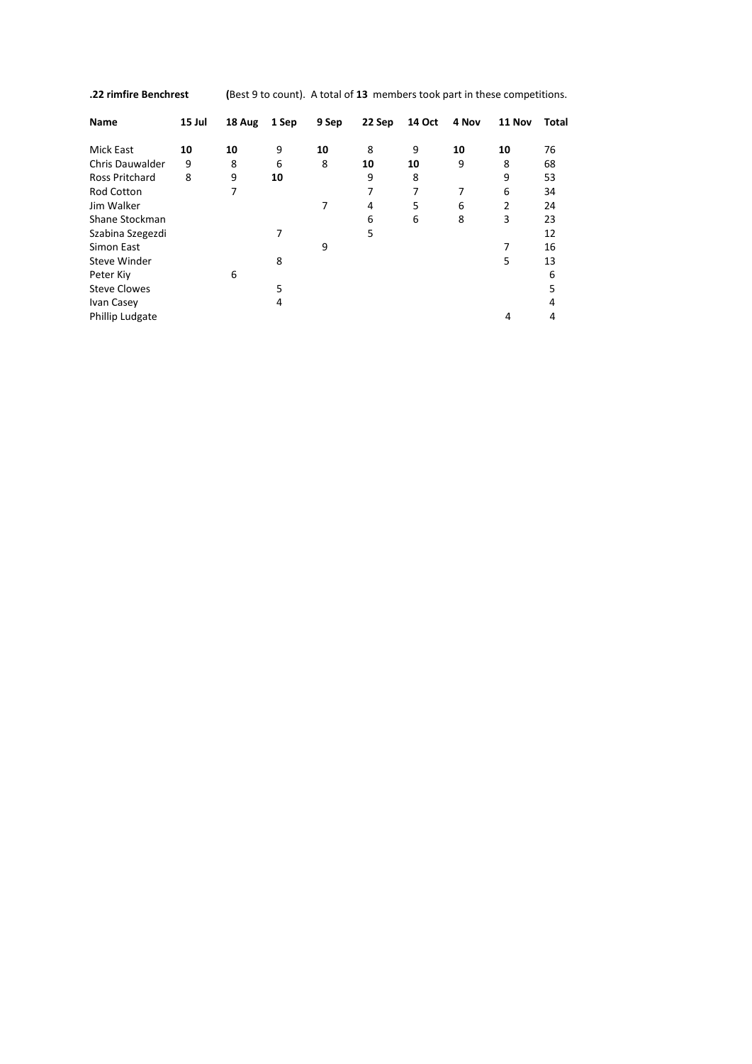**.22 rimfire Benchrest** **(**Best 9 to count). A total of **13** members took part in these competitions.

| **Name** | **15 Jul** | **18 Aug** | **1 Sep** | **9 Sep** | **22 Sep** | **14 Oct** | **4 Nov** | **11 Nov** | **Total** |
|---|---|---|---|---|---|---|---|---|---|
| Mick East | **10** | **10** | 9 | **10** | 8 | 9 | **10** | **10** | 76 |
| Chris Dauwalder | 9 | 8 | 6 | 8 | **10** | **10** | 9 | 8 | 68 |
| Ross Pritchard | 8 | 9 | **10** | | 9 | 8 | | 9 | 53 |
| Rod Cotton | | 7 | | | 7 | 7 | 7 | 6 | 34 |
| Jim Walker | | | | 7 | 4 | 5 | 6 | 2 | 24 |
| Shane Stockman | | | | | 6 | 6 | 8 | 3 | 23 |
| Szabina Szegezdi | | | 7 | | 5 | | | | 12 |
| Simon East | | | | 9 | | | | 7 | 16 |
| Steve Winder | | | 8 | | | | | 5 | 13 |
| Peter Kiy | | 6 | | | | | | | 6 |
| Steve Clowes | | | 5 | | | | | | 5 |
| Ivan Casey | | | 4 | | | | | | 4 |
| Phillip Ludgate | | | | | | | | 4 | 4 |